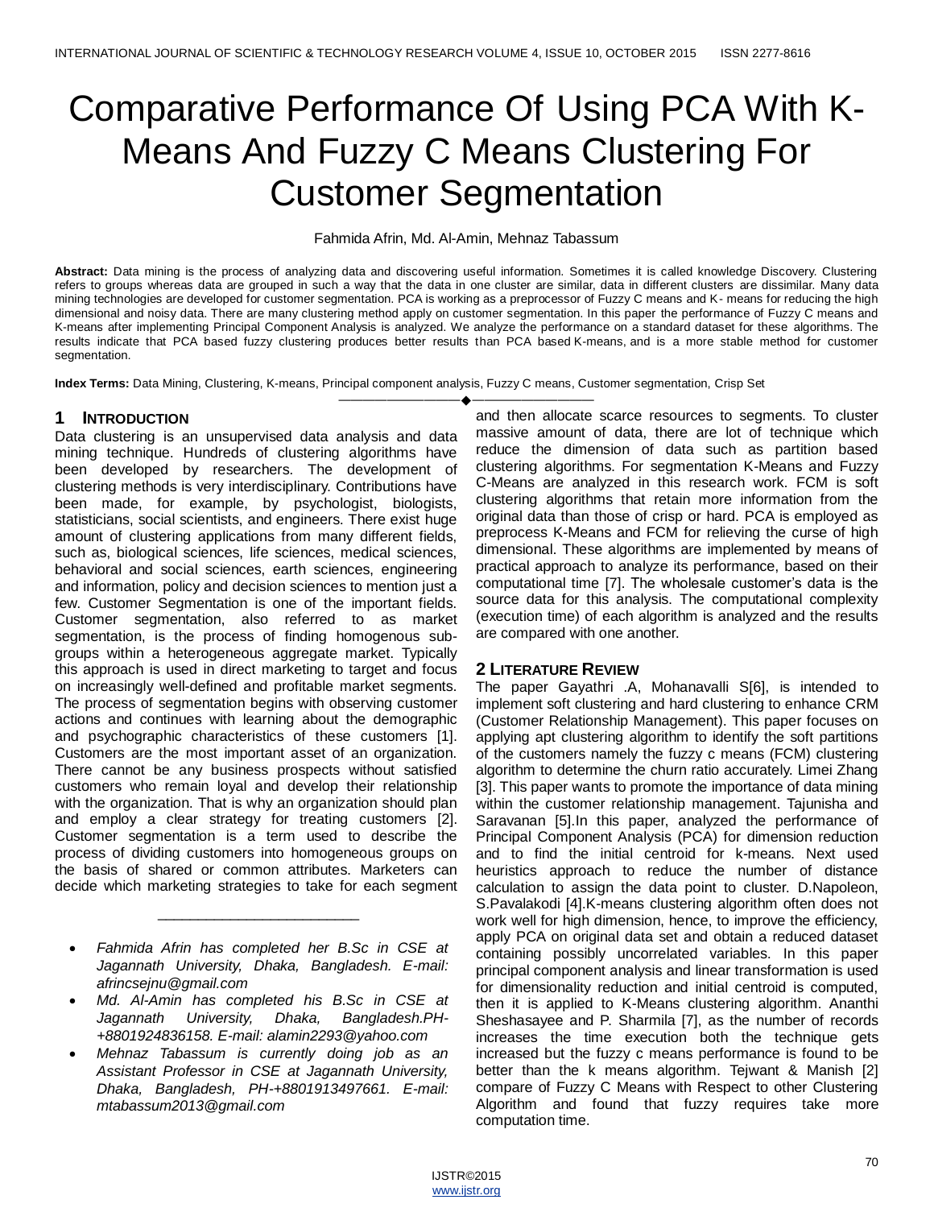# Comparative Performance Of Using PCA With K-Means And Fuzzy C Means Clustering For Customer Segmentation

Fahmida Afrin, Md. Al-Amin, Mehnaz Tabassum

**Abstract:** Data mining is the process of analyzing data and discovering useful information. Sometimes it is called knowledge Discovery. Clustering refers to groups whereas data are grouped in such a way that the data in one cluster are similar, data in different clusters are dissimilar. Many data mining technologies are developed for customer segmentation. PCA is working as a preprocessor of Fuzzy C means and K- means for reducing the high dimensional and noisy data. There are many clustering method apply on customer segmentation. In this paper the performance of Fuzzy C means and K-means after implementing Principal Component Analysis is analyzed. We analyze the performance on a standard dataset for these algorithms. The results indicate that PCA based fuzzy clustering produces better results than PCA based K-means, and is a more stable method for customer segmentation.

**Index Terms:** Data Mining, Clustering, K-means, Principal component analysis, Fuzzy C means, Customer segmentation, Crisp Set

---

## 1 Introduction

Data clustering is an unsupervised data analysis and data mining technique. Hundreds of clustering algorithms have been developed by researchers. The development of clustering methods is very interdisciplinary. Contributions have been made, for example, by psychologist, biologists, statisticians, social scientists, and engineers. There exist huge amount of clustering applications from many different fields, such as, biological sciences, life sciences, medical sciences, behavioral and social sciences, earth sciences, engineering and information, policy and decision sciences to mention just a few. Customer Segmentation is one of the important fields. Customer segmentation, also referred to as market segmentation, is the process of finding homogenous sub-groups within a heterogeneous aggregate market. Typically this approach is used in direct marketing to target and focus on increasingly well-defined and profitable market segments. The process of segmentation begins with observing customer actions and continues with learning about the demographic and psychographic characteristics of these customers [1]. Customers are the most important asset of an organization. There cannot be any business prospects without satisfied customers who remain loyal and develop their relationship with the organization. That is why an organization should plan and employ a clear strategy for treating customers [2]. Customer segmentation is a term used to describe the process of dividing customers into homogeneous groups on the basis of shared or common attributes. Marketers can decide which marketing strategies to take for each segment and then allocate scarce resources to segments. To cluster massive amount of data, there are lot of technique which reduce the dimension of data such as partition based clustering algorithms. For segmentation K-Means and Fuzzy C-Means are analyzed in this research work. FCM is soft clustering algorithms that retain more information from the original data than those of crisp or hard. PCA is employed as preprocess K-Means and FCM for relieving the curse of high dimensional. These algorithms are implemented by means of practical approach to analyze its performance, based on their computational time [7]. The wholesale customer's data is the source data for this analysis. The computational complexity (execution time) of each algorithm is analyzed and the results are compared with one another.

---

- *Fahmida Afrin has completed her B.Sc in CSE at Jagannath University, Dhaka, Bangladesh. E-mail: afrincsejnu@gmail.com*
- *Md. Al-Amin has completed his B.Sc in CSE at Jagannath University, Dhaka, Bangladesh.PH-+8801924836158. E-mail: alamin2293@yahoo.com*
- *Mehnaz Tabassum is currently doing job as an Assistant Professor in CSE at Jagannath University, Dhaka, Bangladesh, PH-+8801913497661. E-mail: mtabassum2013@gmail.com*

## 2 Literature Review

The paper Gayathri .A, Mohanavalli S[6], is intended to implement soft clustering and hard clustering to enhance CRM (Customer Relationship Management). This paper focuses on applying apt clustering algorithm to identify the soft partitions of the customers namely the fuzzy c means (FCM) clustering algorithm to determine the churn ratio accurately. Limei Zhang [3]. This paper wants to promote the importance of data mining within the customer relationship management. Tajunisha and Saravanan [5].In this paper, analyzed the performance of Principal Component Analysis (PCA) for dimension reduction and to find the initial centroid for k-means. Next used heuristics approach to reduce the number of distance calculation to assign the data point to cluster. D.Napoleon, S.Pavalakodi [4].K-means clustering algorithm often does not work well for high dimension, hence, to improve the efficiency, apply PCA on original data set and obtain a reduced dataset containing possibly uncorrelated variables. In this paper principal component analysis and linear transformation is used for dimensionality reduction and initial centroid is computed, then it is applied to K-Means clustering algorithm. Ananthi Sheshasayee and P. Sharmila [7], as the number of records increases the time execution both the technique gets increased but the fuzzy c means performance is found to be better than the k means algorithm. Tejwant & Manish [2] compare of Fuzzy C Means with Respect to other Clustering Algorithm and found that fuzzy requires take more computation time.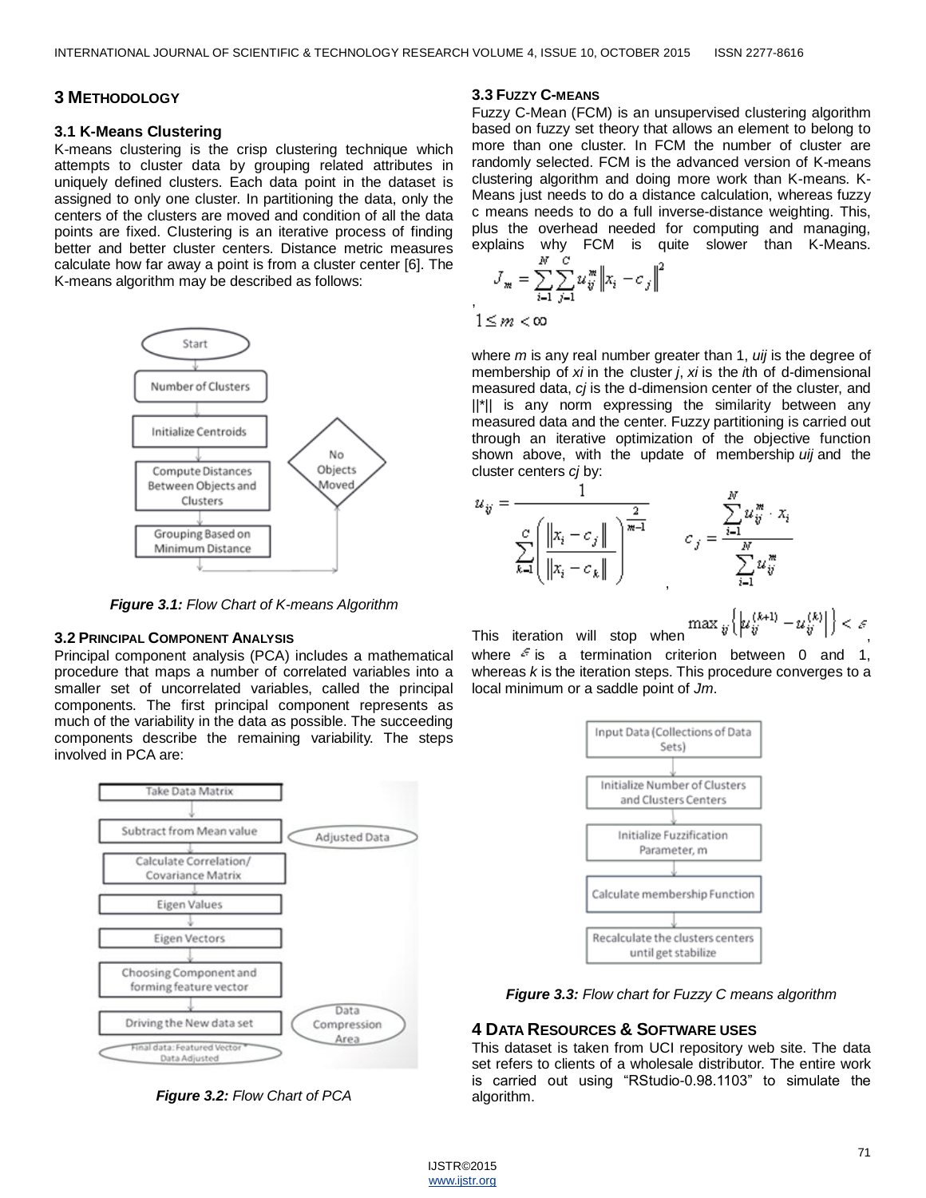## 3 METHODOLOGY

### 3.1 K-Means Clustering

K-means clustering is the crisp clustering technique which attempts to cluster data by grouping related attributes in uniquely defined clusters. Each data point in the dataset is assigned to only one cluster. In partitioning the data, only the centers of the clusters are moved and condition of all the data points are fixed. Clustering is an iterative process of finding better and better cluster centers. Distance metric measures calculate how far away a point is from a cluster center [6]. The K-means algorithm may be described as follows:

***Figure 3.1:*** *Flow Chart of K-means Algorithm*

### 3.2 PRINCIPAL COMPONENT ANALYSIS

Principal component analysis (PCA) includes a mathematical procedure that maps a number of correlated variables into a smaller set of uncorrelated variables, called the principal components. The first principal component represents as much of the variability in the data as possible. The succeeding components describe the remaining variability. The steps involved in PCA are:

***Figure 3.2:*** *Flow Chart of PCA*

### 3.3 FUZZY C-MEANS

Fuzzy C-Mean (FCM) is an unsupervised clustering algorithm based on fuzzy set theory that allows an element to belong to more than one cluster. In FCM the number of cluster are randomly selected. FCM is the advanced version of K-means clustering algorithm and doing more work than K-means. K-Means just needs to do a distance calculation, whereas fuzzy c means needs to do a full inverse-distance weighting. This, plus the overhead needed for computing and managing, explains why FCM is quite slower than K-Means.

$$J_m = \sum_{i=1}^{N} \sum_{j=1}^{C} u_{ij}^{m} \left\| x_i - c_j \right\|^2 ,$$

$$1 \leq m < \infty$$

where $m$ is any real number greater than 1, $u_{ij}$ is the degree of membership of $x_i$ in the cluster $j$, $x_i$ is the $i$th of d-dimensional measured data, $c_j$ is the d-dimension center of the cluster, and ||*|| is any norm expressing the similarity between any measured data and the center. Fuzzy partitioning is carried out through an iterative optimization of the objective function shown above, with the update of membership $u_{ij}$ and the cluster centers $c_j$ by:

$$u_{ij} = \frac{1}{\sum_{k=1}^{C} \left( \frac{\left\| x_i - c_j \right\|}{\left\| x_i - c_k \right\|} \right)^{\frac{2}{m-1}}} , \qquad c_j = \frac{\sum_{i=1}^{N} u_{ij}^{m} \cdot x_i}{\sum_{i=1}^{N} u_{ij}^{m}}$$

This iteration will stop when $\max_{ij} \left\{ \left| u_{ij}^{(k+1)} - u_{ij}^{(k)} \right| \right\} < \varepsilon$, where $\varepsilon$ is a termination criterion between 0 and 1, whereas $k$ is the iteration steps. This procedure converges to a local minimum or a saddle point of $J_m$.

***Figure 3.3:*** *Flow chart for Fuzzy C means algorithm*

## 4 DATA RESOURCES & SOFTWARE USES

This dataset is taken from UCI repository web site. The data set refers to clients of a wholesale distributor. The entire work is carried out using "RStudio-0.98.1103" to simulate the algorithm.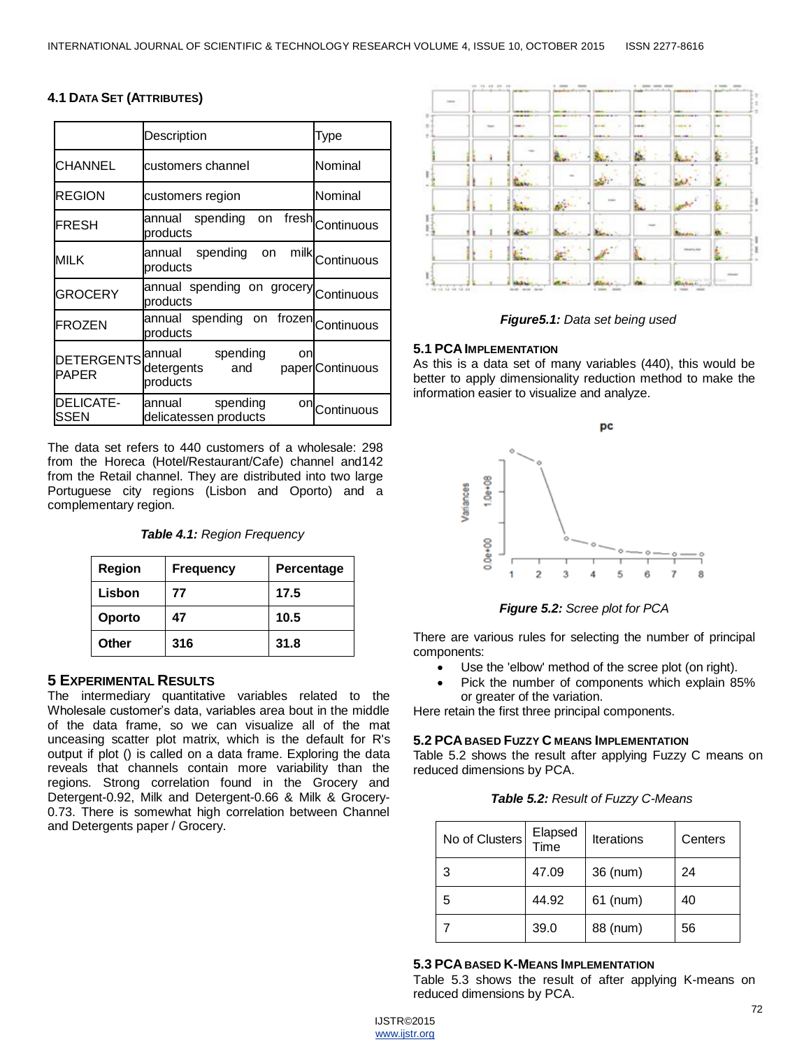### 4.1 Data Set (Attributes)

| | Description | Type |
|---|---|---|
| CHANNEL | customers channel | Nominal |
| REGION | customers region | Nominal |
| FRESH | annual spending on fresh products | Continuous |
| MILK | annual spending on milk products | Continuous |
| GROCERY | annual spending on grocery products | Continuous |
| FROZEN | annual spending on frozen products | Continuous |
| DETERGENTS PAPER | annual spending on detergents and paper products | Continuous |
| DELICATE-SSEN | annual spending on delicatessen products | Continuous |

The data set refers to 440 customers of a wholesale: 298 from the Horeca (Hotel/Restaurant/Cafe) channel and142 from the Retail channel. They are distributed into two large Portuguese city regions (Lisbon and Oporto) and a complementary region.

***Table 4.1:*** *Region Frequency*

| Region | Frequency | Percentage |
|---|---|---|
| Lisbon | 77 | 17.5 |
| Oporto | 47 | 10.5 |
| Other | 316 | 31.8 |

## 5 Experimental Results

The intermediary quantitative variables related to the Wholesale customer's data, variables area bout in the middle of the data frame, so we can visualize all of the mat unceasing scatter plot matrix, which is the default for R's output if plot () is called on a data frame. Exploring the data reveals that channels contain more variability than the regions. Strong correlation found in the Grocery and Detergent-0.92, Milk and Detergent-0.66 & Milk & Grocery-0.73. There is somewhat high correlation between Channel and Detergents paper / Grocery.

***Figure5.1:*** *Data set being used*

### 5.1 PCA Implementation

As this is a data set of many variables (440), this would be better to apply dimensionality reduction method to make the information easier to visualize and analyze.

***Figure 5.2:*** *Scree plot for PCA*

There are various rules for selecting the number of principal components:

- Use the 'elbow' method of the scree plot (on right).
- Pick the number of components which explain 85% or greater of the variation.

Here retain the first three principal components.

### 5.2 PCA based Fuzzy C means Implementation

Table 5.2 shows the result after applying Fuzzy C means on reduced dimensions by PCA.

***Table 5.2:*** *Result of Fuzzy C-Means*

| No of Clusters | Elapsed Time | Iterations | Centers |
|---|---|---|---|
| 3 | 47.09 | 36 (num) | 24 |
| 5 | 44.92 | 61 (num) | 40 |
| 7 | 39.0 | 88 (num) | 56 |

### 5.3 PCA based K-Means Implementation

Table 5.3 shows the result of after applying K-means on reduced dimensions by PCA.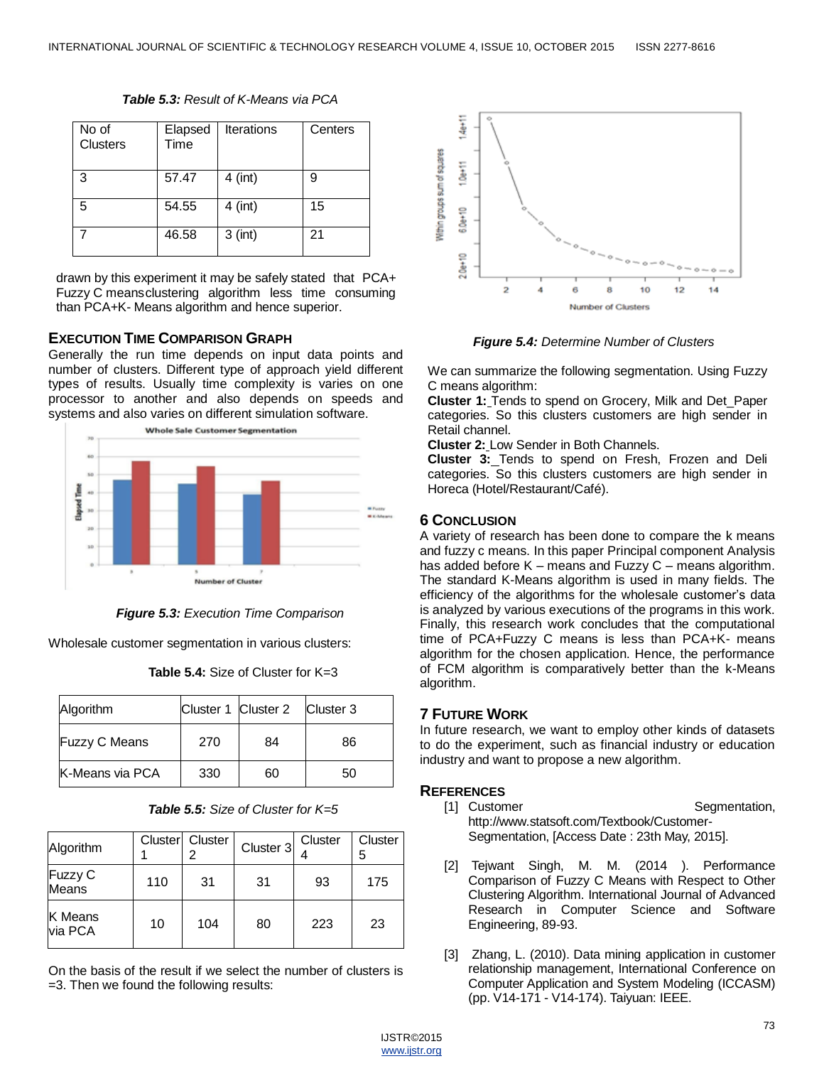*Table 5.3: Result of K-Means via PCA*

| No of Clusters | Elapsed Time | Iterations | Centers |
|---|---|---|---|
| 3 | 57.47 | 4 (int) | 9 |
| 5 | 54.55 | 4 (int) | 15 |
| 7 | 46.58 | 3 (int) | 21 |

drawn by this experiment it may be safely stated that PCA+ Fuzzy C meansclustering algorithm less time consuming than PCA+K- Means algorithm and hence superior.

### EXECUTION TIME COMPARISON GRAPH

Generally the run time depends on input data points and number of clusters. Different type of approach yield different types of results. Usually time complexity is varies on one processor to another and also depends on speeds and systems and also varies on different simulation software.

***Figure 5.3:*** *Execution Time Comparison*

Wholesale customer segmentation in various clusters:

**Table 5.4:** Size of Cluster for K=3

| Algorithm | Cluster 1 | Cluster 2 | Cluster 3 |
|---|---|---|---|
| Fuzzy C Means | 270 | 84 | 86 |
| K-Means via PCA | 330 | 60 | 50 |

***Table 5.5:*** *Size of Cluster for K=5*

| Algorithm | Cluster 1 | Cluster 2 | Cluster 3 | Cluster 4 | Cluster 5 |
|---|---|---|---|---|---|
| Fuzzy C Means | 110 | 31 | 31 | 93 | 175 |
| K Means via PCA | 10 | 104 | 80 | 223 | 23 |

On the basis of the result if we select the number of clusters is =3. Then we found the following results:

***Figure 5.4:*** *Determine Number of Clusters*

We can summarize the following segmentation. Using Fuzzy C means algorithm:

**Cluster 1:** Tends to spend on Grocery, Milk and Det_Paper categories. So this clusters customers are high sender in Retail channel.

**Cluster 2:** Low Sender in Both Channels.

**Cluster 3:** Tends to spend on Fresh, Frozen and Deli categories. So this clusters customers are high sender in Horeca (Hotel/Restaurant/Café).

## 6 CONCLUSION

A variety of research has been done to compare the k means and fuzzy c means. In this paper Principal component Analysis has added before K – means and Fuzzy C – means algorithm. The standard K-Means algorithm is used in many fields. The efficiency of the algorithms for the wholesale customer's data is analyzed by various executions of the programs in this work. Finally, this research work concludes that the computational time of PCA+Fuzzy C means is less than PCA+K- means algorithm for the chosen application. Hence, the performance of FCM algorithm is comparatively better than the k-Means algorithm.

## 7 FUTURE WORK

In future research, we want to employ other kinds of datasets to do the experiment, such as financial industry or education industry and want to propose a new algorithm.

## REFERENCES

[1] Customer Segmentation, http://www.statsoft.com/Textbook/Customer-Segmentation, [Access Date : 23th May, 2015].

[2] Tejwant Singh, M. M. (2014 ). Performance Comparison of Fuzzy C Means with Respect to Other Clustering Algorithm. International Journal of Advanced Research in Computer Science and Software Engineering, 89-93.

[3] Zhang, L. (2010). Data mining application in customer relationship management, International Conference on Computer Application and System Modeling (ICCASM) (pp. V14-171 - V14-174). Taiyuan: IEEE.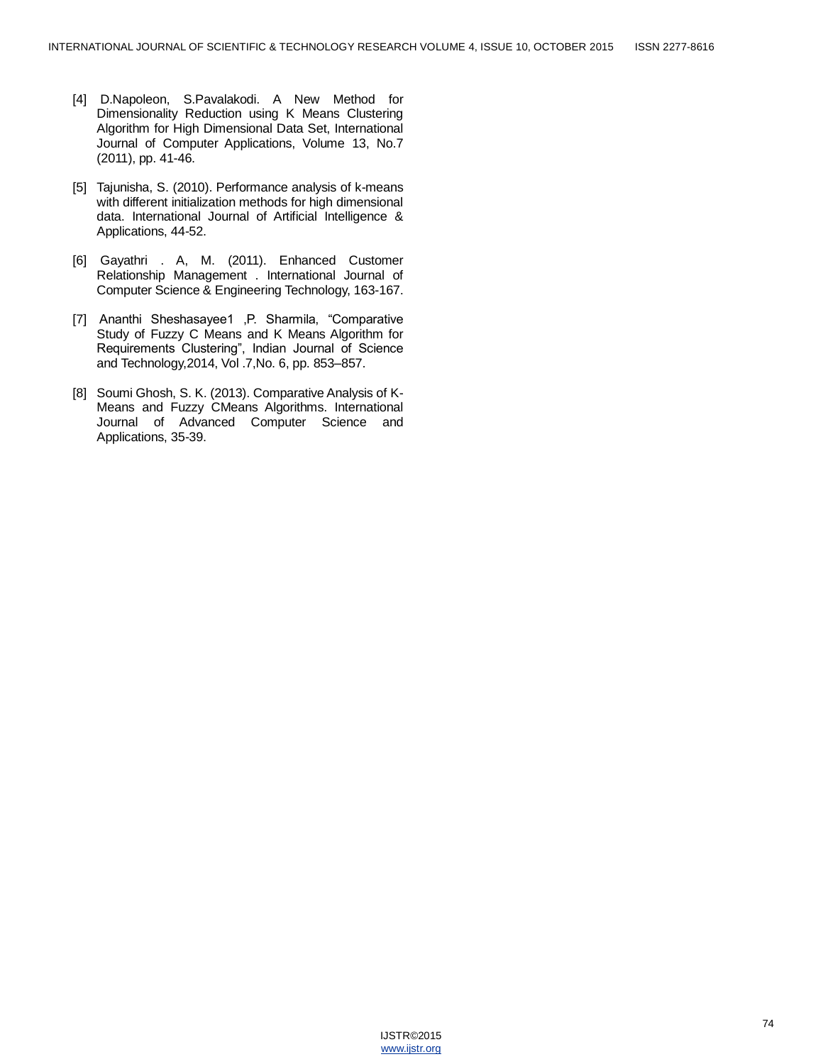[4] D.Napoleon, S.Pavalakodi. A New Method for Dimensionality Reduction using K Means Clustering Algorithm for High Dimensional Data Set, International Journal of Computer Applications, Volume 13, No.7 (2011), pp. 41-46.

[5] Tajunisha, S. (2010). Performance analysis of k-means with different initialization methods for high dimensional data. International Journal of Artificial Intelligence & Applications, 44-52.

[6] Gayathri . A, M. (2011). Enhanced Customer Relationship Management . International Journal of Computer Science & Engineering Technology, 163-167.

[7] Ananthi Sheshasayee1 ,P. Sharmila, "Comparative Study of Fuzzy C Means and K Means Algorithm for Requirements Clustering", Indian Journal of Science and Technology,2014, Vol .7,No. 6, pp. 853–857.

[8] Soumi Ghosh, S. K. (2013). Comparative Analysis of K-Means and Fuzzy CMeans Algorithms. International Journal of Advanced Computer Science and Applications, 35-39.